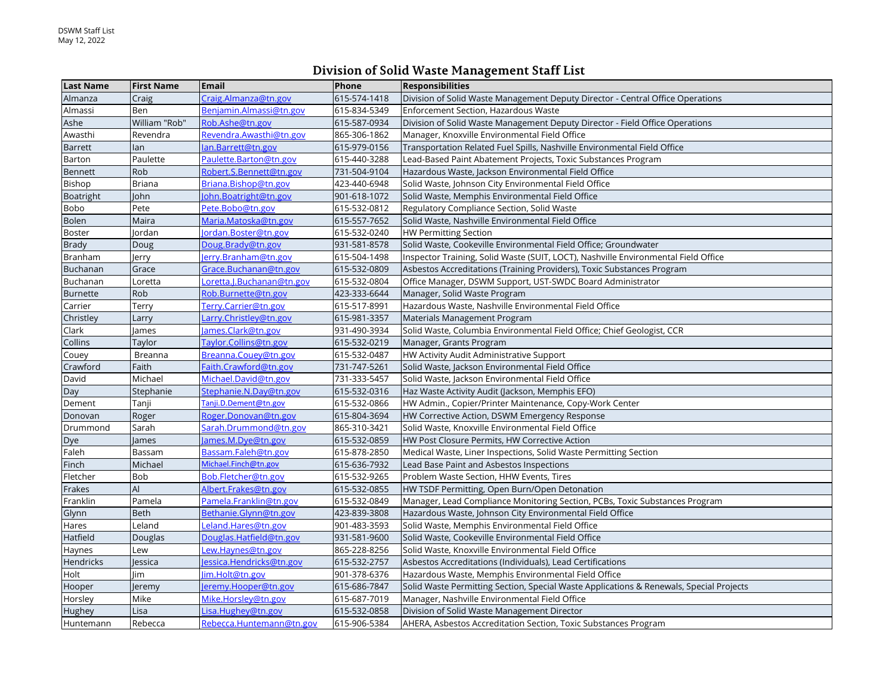DSWM Staff List
May 12, 2022

# Division of Solid Waste Management Staff List

| Last Name | First Name | Email | Phone | Responsibilities |
|---|---|---|---|---|
| Almanza | Craig | Craig.Almanza@tn.gov | 615-574-1418 | Division of Solid Waste Management Deputy Director - Central Office Operations |
| Almassi | Ben | Benjamin.Almassi@tn.gov | 615-834-5349 | Enforcement Section, Hazardous Waste |
| Ashe | William "Rob" | Rob.Ashe@tn.gov | 615-587-0934 | Division of Solid Waste Management Deputy Director - Field Office Operations |
| Awasthi | Revendra | Revendra.Awasthi@tn.gov | 865-306-1862 | Manager, Knoxville Environmental Field Office |
| Barrett | Ian | Ian.Barrett@tn.gov | 615-979-0156 | Transportation Related Fuel Spills, Nashville Environmental Field Office |
| Barton | Paulette | Paulette.Barton@tn.gov | 615-440-3288 | Lead-Based Paint Abatement Projects, Toxic Substances Program |
| Bennett | Rob | Robert.S.Bennett@tn.gov | 731-504-9104 | Hazardous Waste, Jackson Environmental Field Office |
| Bishop | Briana | Briana.Bishop@tn.gov | 423-440-6948 | Solid Waste, Johnson City Environmental Field Office |
| Boatright | John | John.Boatright@tn.gov | 901-618-1072 | Solid Waste, Memphis Environmental Field Office |
| Bobo | Pete | Pete.Bobo@tn.gov | 615-532-0812 | Regulatory Compliance Section, Solid Waste |
| Bolen | Maira | Maria.Matoska@tn.gov | 615-557-7652 | Solid Waste, Nashville Environmental Field Office |
| Boster | Jordan | Jordan.Boster@tn.gov | 615-532-0240 | HW Permitting Section |
| Brady | Doug | Doug.Brady@tn.gov | 931-581-8578 | Solid Waste, Cookeville Environmental Field Office; Groundwater |
| Branham | Jerry | Jerry.Branham@tn.gov | 615-504-1498 | Inspector Training, Solid Waste (SUIT, LOCT), Nashville Environmental Field Office |
| Buchanan | Grace | Grace.Buchanan@tn.gov | 615-532-0809 | Asbestos Accreditations (Training Providers), Toxic Substances Program |
| Buchanan | Loretta | Loretta.J.Buchanan@tn.gov | 615-532-0804 | Office Manager, DSWM Support, UST-SWDC Board Administrator |
| Burnette | Rob | Rob.Burnette@tn.gov | 423-333-6644 | Manager, Solid Waste Program |
| Carrier | Terry | Terry.Carrier@tn.gov | 615-517-8991 | Hazardous Waste, Nashville Environmental Field Office |
| Christley | Larry | Larry.Christley@tn.gov | 615-981-3357 | Materials Management Program |
| Clark | James | James.Clark@tn.gov | 931-490-3934 | Solid Waste, Columbia Environmental Field Office; Chief Geologist, CCR |
| Collins | Taylor | Taylor.Collins@tn.gov | 615-532-0219 | Manager, Grants Program |
| Couey | Breanna | Breanna.Couey@tn.gov | 615-532-0487 | HW Activity Audit Administrative Support |
| Crawford | Faith | Faith.Crawford@tn.gov | 731-747-5261 | Solid Waste, Jackson Environmental Field Office |
| David | Michael | Michael.David@tn.gov | 731-333-5457 | Solid Waste, Jackson Environmental Field Office |
| Day | Stephanie | Stephanie.N.Day@tn.gov | 615-532-0316 | Haz Waste Activity Audit (Jackson, Memphis EFO) |
| Dement | Tanji | Tanji.D.Dement@tn.gov | 615-532-0866 | HW Admin., Copier/Printer Maintenance, Copy-Work Center |
| Donovan | Roger | Roger.Donovan@tn.gov | 615-804-3694 | HW Corrective Action, DSWM Emergency Response |
| Drummond | Sarah | Sarah.Drummond@tn.gov | 865-310-3421 | Solid Waste, Knoxville Environmental Field Office |
| Dye | James | James.M.Dye@tn.gov | 615-532-0859 | HW Post Closure Permits, HW Corrective Action |
| Faleh | Bassam | Bassam.Faleh@tn.gov | 615-878-2850 | Medical Waste, Liner Inspections, Solid Waste Permitting Section |
| Finch | Michael | Michael.Finch@tn.gov | 615-636-7932 | Lead Base Paint and Asbestos Inspections |
| Fletcher | Bob | Bob.Fletcher@tn.gov | 615-532-9265 | Problem Waste Section, HHW Events, Tires |
| Frakes | Al | Albert.Frakes@tn.gov | 615-532-0855 | HW TSDF Permitting, Open Burn/Open Detonation |
| Franklin | Pamela | Pamela.Franklin@tn.gov | 615-532-0849 | Manager, Lead Compliance Monitoring Section, PCBs, Toxic Substances Program |
| Glynn | Beth | Bethanie.Glynn@tn.gov | 423-839-3808 | Hazardous Waste, Johnson City Environmental Field Office |
| Hares | Leland | Leland.Hares@tn.gov | 901-483-3593 | Solid Waste, Memphis Environmental Field Office |
| Hatfield | Douglas | Douglas.Hatfield@tn.gov | 931-581-9600 | Solid Waste, Cookeville Environmental Field Office |
| Haynes | Lew | Lew.Haynes@tn.gov | 865-228-8256 | Solid Waste, Knoxville Environmental Field Office |
| Hendricks | Jessica | Jessica.Hendricks@tn.gov | 615-532-2757 | Asbestos Accreditations (Individuals), Lead Certifications |
| Holt | Jim | Jim.Holt@tn.gov | 901-378-6376 | Hazardous Waste, Memphis Environmental Field Office |
| Hooper | Jeremy | Jeremy.Hooper@tn.gov | 615-686-7847 | Solid Waste Permitting Section, Special Waste Applications & Renewals, Special Projects |
| Horsley | Mike | Mike.Horsley@tn.gov | 615-687-7019 | Manager, Nashville Environmental Field Office |
| Hughey | Lisa | Lisa.Hughey@tn.gov | 615-532-0858 | Division of Solid Waste Management Director |
| Huntemann | Rebecca | Rebecca.Huntemann@tn.gov | 615-906-5384 | AHERA, Asbestos Accreditation Section, Toxic Substances Program |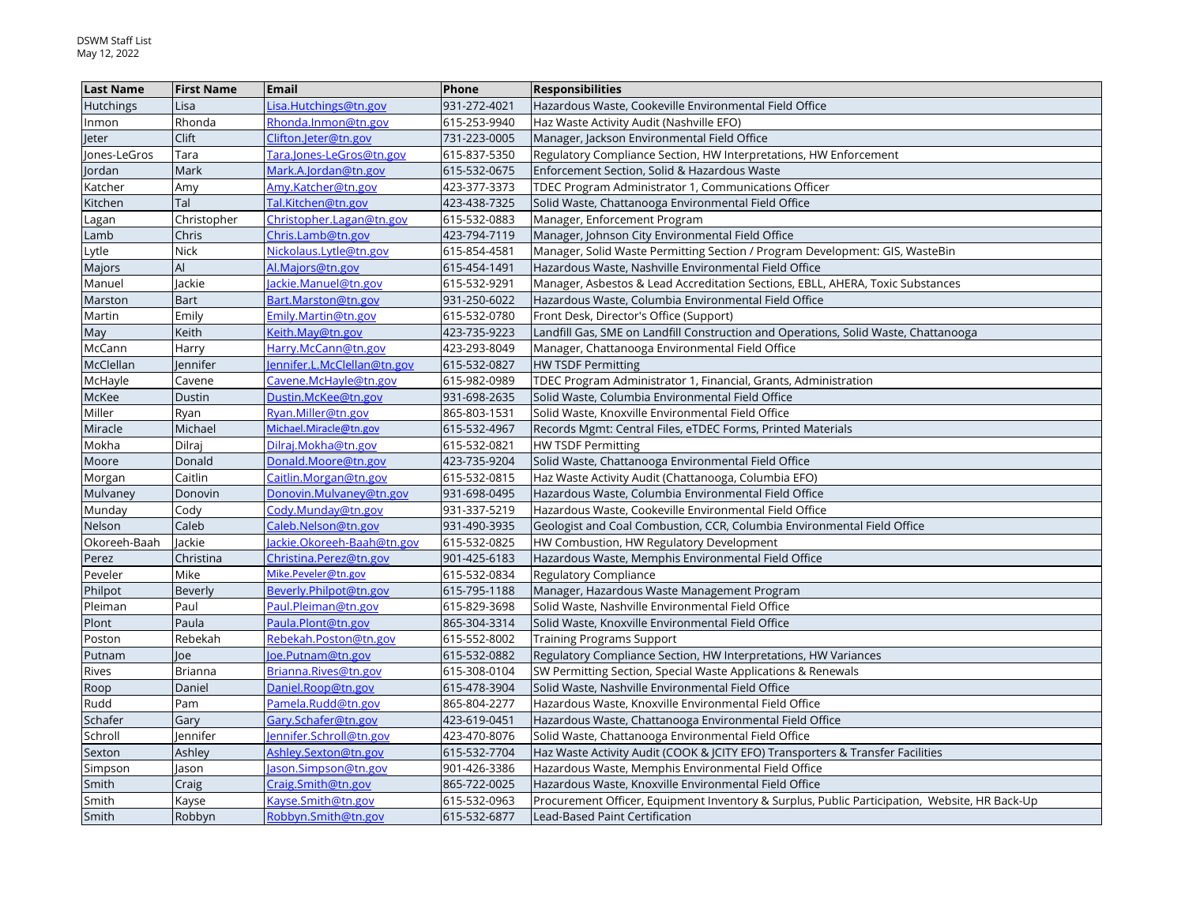| Last Name | First Name | Email | Phone | Responsibilities |
|---|---|---|---|---|
| Hutchings | Lisa | Lisa.Hutchings@tn.gov | 931-272-4021 | Hazardous Waste, Cookeville Environmental Field Office |
| Inmon | Rhonda | Rhonda.Inmon@tn.gov | 615-253-9940 | Haz Waste Activity Audit (Nashville EFO) |
| Jeter | Clift | Clifton.Jeter@tn.gov | 731-223-0005 | Manager, Jackson Environmental Field Office |
| Jones-LeGros | Tara | Tara.Jones-LeGros@tn.gov | 615-837-5350 | Regulatory Compliance Section, HW Interpretations, HW Enforcement |
| Jordan | Mark | Mark.A.Jordan@tn.gov | 615-532-0675 | Enforcement Section, Solid & Hazardous Waste |
| Katcher | Amy | Amy.Katcher@tn.gov | 423-377-3373 | TDEC Program Administrator 1, Communications Officer |
| Kitchen | Tal | Tal.Kitchen@tn.gov | 423-438-7325 | Solid Waste, Chattanooga Environmental Field Office |
| Lagan | Christopher | Christopher.Lagan@tn.gov | 615-532-0883 | Manager, Enforcement Program |
| Lamb | Chris | Chris.Lamb@tn.gov | 423-794-7119 | Manager, Johnson City Environmental Field Office |
| Lytle | Nick | Nickolaus.Lytle@tn.gov | 615-854-4581 | Manager, Solid Waste Permitting Section / Program Development: GIS, WasteBin |
| Majors | Al | Al.Majors@tn.gov | 615-454-1491 | Hazardous Waste, Nashville Environmental Field Office |
| Manuel | Jackie | Jackie.Manuel@tn.gov | 615-532-9291 | Manager, Asbestos & Lead Accreditation Sections, EBLL, AHERA, Toxic Substances |
| Marston | Bart | Bart.Marston@tn.gov | 931-250-6022 | Hazardous Waste, Columbia Environmental Field Office |
| Martin | Emily | Emily.Martin@tn.gov | 615-532-0780 | Front Desk, Director's Office (Support) |
| May | Keith | Keith.May@tn.gov | 423-735-9223 | Landfill Gas, SME on Landfill Construction and Operations, Solid Waste, Chattanooga |
| McCann | Harry | Harry.McCann@tn.gov | 423-293-8049 | Manager, Chattanooga Environmental Field Office |
| McClellan | Jennifer | Jennifer.L.McClellan@tn.gov | 615-532-0827 | HW TSDF Permitting |
| McHayle | Cavene | Cavene.McHayle@tn.gov | 615-982-0989 | TDEC Program Administrator 1, Financial, Grants, Administration |
| McKee | Dustin | Dustin.McKee@tn.gov | 931-698-2635 | Solid Waste, Columbia Environmental Field Office |
| Miller | Ryan | Ryan.Miller@tn.gov | 865-803-1531 | Solid Waste, Knoxville Environmental Field Office |
| Miracle | Michael | Michael.Miracle@tn.gov | 615-532-4967 | Records Mgmt: Central Files, eTDEC Forms, Printed Materials |
| Mokha | Dilraj | Dilraj.Mokha@tn.gov | 615-532-0821 | HW TSDF Permitting |
| Moore | Donald | Donald.Moore@tn.gov | 423-735-9204 | Solid Waste, Chattanooga Environmental Field Office |
| Morgan | Caitlin | Caitlin.Morgan@tn.gov | 615-532-0815 | Haz Waste Activity Audit (Chattanooga, Columbia EFO) |
| Mulvaney | Donovin | Donovin.Mulvaney@tn.gov | 931-698-0495 | Hazardous Waste, Columbia Environmental Field Office |
| Munday | Cody | Cody.Munday@tn.gov | 931-337-5219 | Hazardous Waste, Cookeville Environmental Field Office |
| Nelson | Caleb | Caleb.Nelson@tn.gov | 931-490-3935 | Geologist and Coal Combustion, CCR, Columbia Environmental Field Office |
| Okoreeh-Baah | Jackie | Jackie.Okoreeh-Baah@tn.gov | 615-532-0825 | HW Combustion, HW Regulatory Development |
| Perez | Christina | Christina.Perez@tn.gov | 901-425-6183 | Hazardous Waste, Memphis Environmental Field Office |
| Peveler | Mike | Mike.Peveler@tn.gov | 615-532-0834 | Regulatory Compliance |
| Philpot | Beverly | Beverly.Philpot@tn.gov | 615-795-1188 | Manager, Hazardous Waste Management Program |
| Pleiman | Paul | Paul.Pleiman@tn.gov | 615-829-3698 | Solid Waste, Nashville Environmental Field Office |
| Plont | Paula | Paula.Plont@tn.gov | 865-304-3314 | Solid Waste, Knoxville Environmental Field Office |
| Poston | Rebekah | Rebekah.Poston@tn.gov | 615-552-8002 | Training Programs Support |
| Putnam | Joe | Joe.Putnam@tn.gov | 615-532-0882 | Regulatory Compliance Section, HW Interpretations, HW Variances |
| Rives | Brianna | Brianna.Rives@tn.gov | 615-308-0104 | SW Permitting Section, Special Waste Applications & Renewals |
| Roop | Daniel | Daniel.Roop@tn.gov | 615-478-3904 | Solid Waste, Nashville Environmental Field Office |
| Rudd | Pam | Pamela.Rudd@tn.gov | 865-804-2277 | Hazardous Waste, Knoxville Environmental Field Office |
| Schafer | Gary | Gary.Schafer@tn.gov | 423-619-0451 | Hazardous Waste, Chattanooga Environmental Field Office |
| Schroll | Jennifer | Jennifer.Schroll@tn.gov | 423-470-8076 | Solid Waste, Chattanooga Environmental Field Office |
| Sexton | Ashley | Ashley.Sexton@tn.gov | 615-532-7704 | Haz Waste Activity Audit (COOK & JCITY EFO) Transporters & Transfer Facilities |
| Simpson | Jason | Jason.Simpson@tn.gov | 901-426-3386 | Hazardous Waste, Memphis Environmental Field Office |
| Smith | Craig | Craig.Smith@tn.gov | 865-722-0025 | Hazardous Waste, Knoxville Environmental Field Office |
| Smith | Kayse | Kayse.Smith@tn.gov | 615-532-0963 | Procurement Officer, Equipment Inventory & Surplus, Public Participation, Website, HR Back-Up |
| Smith | Robbyn | Robbyn.Smith@tn.gov | 615-532-6877 | Lead-Based Paint Certification |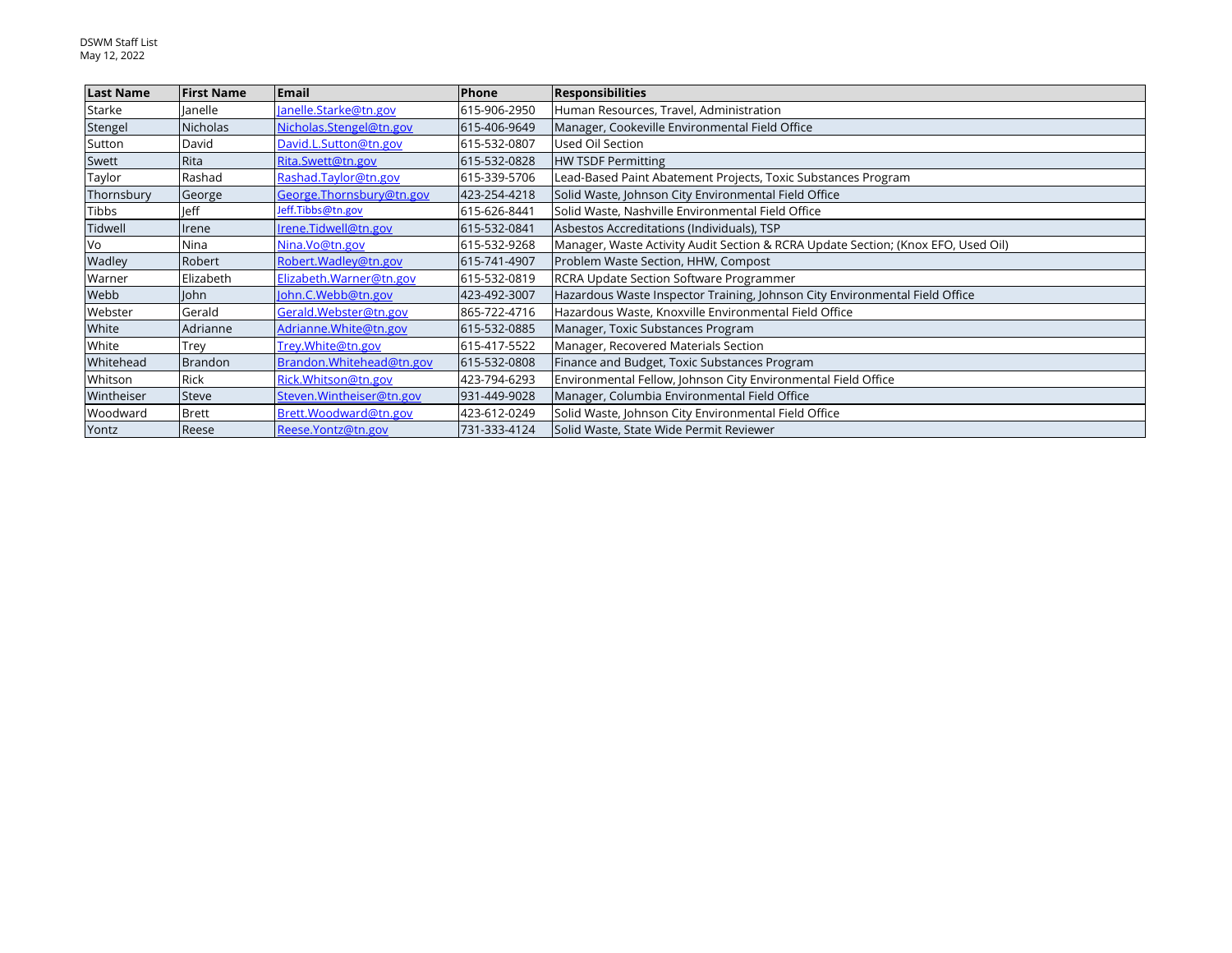DSWM Staff List
May 12, 2022

| Last Name | First Name | Email | Phone | Responsibilities |
|---|---|---|---|---|
| Starke | Janelle | Janelle.Starke@tn.gov | 615-906-2950 | Human Resources, Travel, Administration |
| Stengel | Nicholas | Nicholas.Stengel@tn.gov | 615-406-9649 | Manager, Cookeville Environmental Field Office |
| Sutton | David | David.L.Sutton@tn.gov | 615-532-0807 | Used Oil Section |
| Swett | Rita | Rita.Swett@tn.gov | 615-532-0828 | HW TSDF Permitting |
| Taylor | Rashad | Rashad.Taylor@tn.gov | 615-339-5706 | Lead-Based Paint Abatement Projects, Toxic Substances Program |
| Thornsbury | George | George.Thornsbury@tn.gov | 423-254-4218 | Solid Waste, Johnson City Environmental Field Office |
| Tibbs | Jeff | Jeff.Tibbs@tn.gov | 615-626-8441 | Solid Waste, Nashville Environmental Field Office |
| Tidwell | Irene | Irene.Tidwell@tn.gov | 615-532-0841 | Asbestos Accreditations (Individuals), TSP |
| Vo | Nina | Nina.Vo@tn.gov | 615-532-9268 | Manager, Waste Activity Audit Section & RCRA Update Section; (Knox EFO, Used Oil) |
| Wadley | Robert | Robert.Wadley@tn.gov | 615-741-4907 | Problem Waste Section, HHW, Compost |
| Warner | Elizabeth | Elizabeth.Warner@tn.gov | 615-532-0819 | RCRA Update Section Software Programmer |
| Webb | John | John.C.Webb@tn.gov | 423-492-3007 | Hazardous Waste Inspector Training, Johnson City Environmental Field Office |
| Webster | Gerald | Gerald.Webster@tn.gov | 865-722-4716 | Hazardous Waste, Knoxville Environmental Field Office |
| White | Adrianne | Adrianne.White@tn.gov | 615-532-0885 | Manager, Toxic Substances Program |
| White | Trey | Trey.White@tn.gov | 615-417-5522 | Manager, Recovered Materials Section |
| Whitehead | Brandon | Brandon.Whitehead@tn.gov | 615-532-0808 | Finance and Budget, Toxic Substances Program |
| Whitson | Rick | Rick.Whitson@tn.gov | 423-794-6293 | Environmental Fellow, Johnson City Environmental Field Office |
| Wintheiser | Steve | Steven.Wintheiser@tn.gov | 931-449-9028 | Manager, Columbia Environmental Field Office |
| Woodward | Brett | Brett.Woodward@tn.gov | 423-612-0249 | Solid Waste, Johnson City Environmental Field Office |
| Yontz | Reese | Reese.Yontz@tn.gov | 731-333-4124 | Solid Waste, State Wide Permit Reviewer |